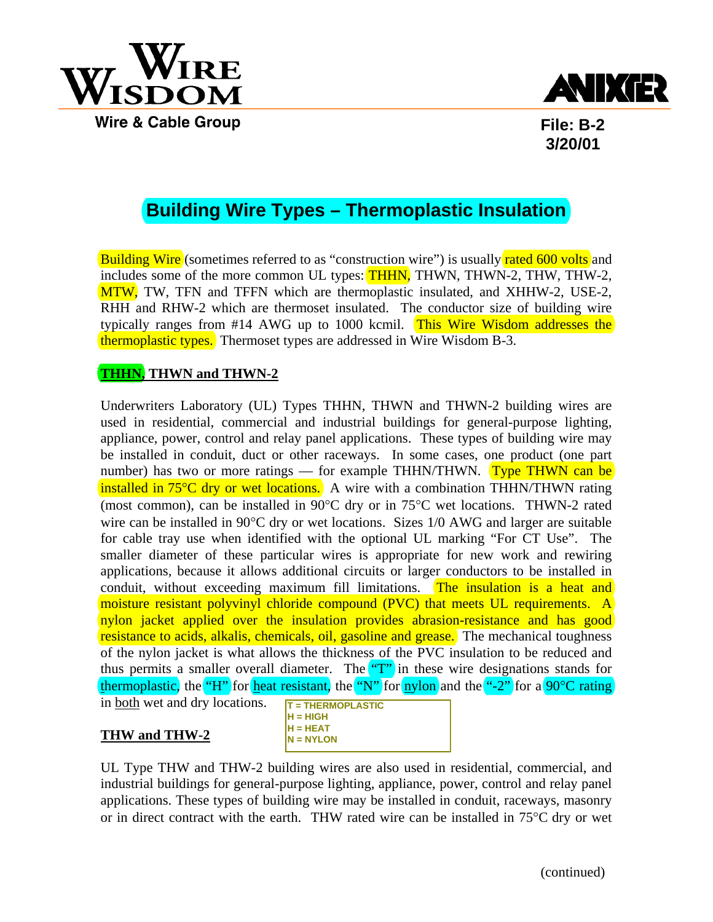Wire Wisdom
Wire & Cable Group

ANIXTER

File: B-2
3/20/01

# Building Wire Types – Thermoplastic Insulation

Building Wire (sometimes referred to as "construction wire") is usually rated 600 volts and includes some of the more common UL types: THHN, THWN, THWN-2, THW, THW-2, MTW, TW, TFN and TFFN which are thermoplastic insulated, and XHHW-2, USE-2, RHH and RHW-2 which are thermoset insulated. The conductor size of building wire typically ranges from #14 AWG up to 1000 kcmil. This Wire Wisdom addresses the thermoplastic types. Thermoset types are addressed in Wire Wisdom B-3.

## THHN, THWN and THWN-2

Underwriters Laboratory (UL) Types THHN, THWN and THWN-2 building wires are used in residential, commercial and industrial buildings for general-purpose lighting, appliance, power, control and relay panel applications. These types of building wire may be installed in conduit, duct or other raceways. In some cases, one product (one part number) has two or more ratings — for example THHN/THWN. Type THWN can be installed in 75°C dry or wet locations. A wire with a combination THHN/THWN rating (most common), can be installed in 90°C dry or in 75°C wet locations. THWN-2 rated wire can be installed in 90°C dry or wet locations. Sizes 1/0 AWG and larger are suitable for cable tray use when identified with the optional UL marking "For CT Use". The smaller diameter of these particular wires is appropriate for new work and rewiring applications, because it allows additional circuits or larger conductors to be installed in conduit, without exceeding maximum fill limitations. The insulation is a heat and moisture resistant polyvinyl chloride compound (PVC) that meets UL requirements. A nylon jacket applied over the insulation provides abrasion-resistance and has good resistance to acids, alkalis, chemicals, oil, gasoline and grease. The mechanical toughness of the nylon jacket is what allows the thickness of the PVC insulation to be reduced and thus permits a smaller overall diameter. The "T" in these wire designations stands for thermoplastic, the "H" for heat resistant, the "N" for nylon and the "-2" for a 90°C rating in both wet and dry locations.

> T = THERMOPLASTIC
> H = HIGH
> H = HEAT
> N = NYLON

## THW and THW-2

UL Type THW and THW-2 building wires are also used in residential, commercial, and industrial buildings for general-purpose lighting, appliance, power, control and relay panel applications. These types of building wire may be installed in conduit, raceways, masonry or in direct contract with the earth. THW rated wire can be installed in 75°C dry or wet

(continued)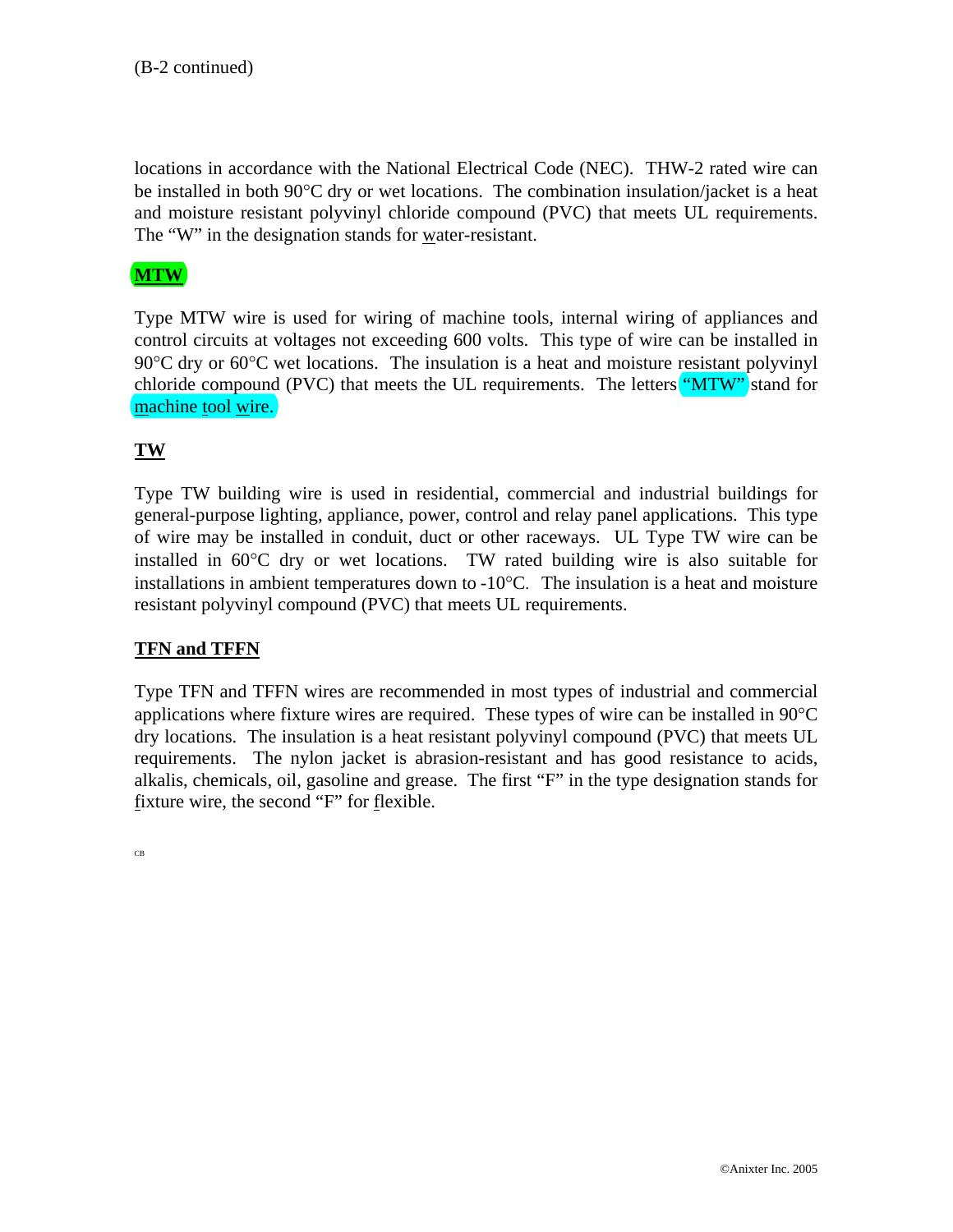(B-2 continued)

locations in accordance with the National Electrical Code (NEC). THW-2 rated wire can be installed in both 90°C dry or wet locations. The combination insulation/jacket is a heat and moisture resistant polyvinyl chloride compound (PVC) that meets UL requirements. The "W" in the designation stands for water-resistant.

## MTW

Type MTW wire is used for wiring of machine tools, internal wiring of appliances and control circuits at voltages not exceeding 600 volts. This type of wire can be installed in 90°C dry or 60°C wet locations. The insulation is a heat and moisture resistant polyvinyl chloride compound (PVC) that meets the UL requirements. The letters "MTW" stand for machine tool wire.

## TW

Type TW building wire is used in residential, commercial and industrial buildings for general-purpose lighting, appliance, power, control and relay panel applications. This type of wire may be installed in conduit, duct or other raceways. UL Type TW wire can be installed in 60°C dry or wet locations. TW rated building wire is also suitable for installations in ambient temperatures down to -10°C. The insulation is a heat and moisture resistant polyvinyl compound (PVC) that meets UL requirements.

## TFN and TFFN

Type TFN and TFFN wires are recommended in most types of industrial and commercial applications where fixture wires are required. These types of wire can be installed in 90°C dry locations. The insulation is a heat resistant polyvinyl compound (PVC) that meets UL requirements. The nylon jacket is abrasion-resistant and has good resistance to acids, alkalis, chemicals, oil, gasoline and grease. The first "F" in the type designation stands for fixture wire, the second "F" for flexible.

CB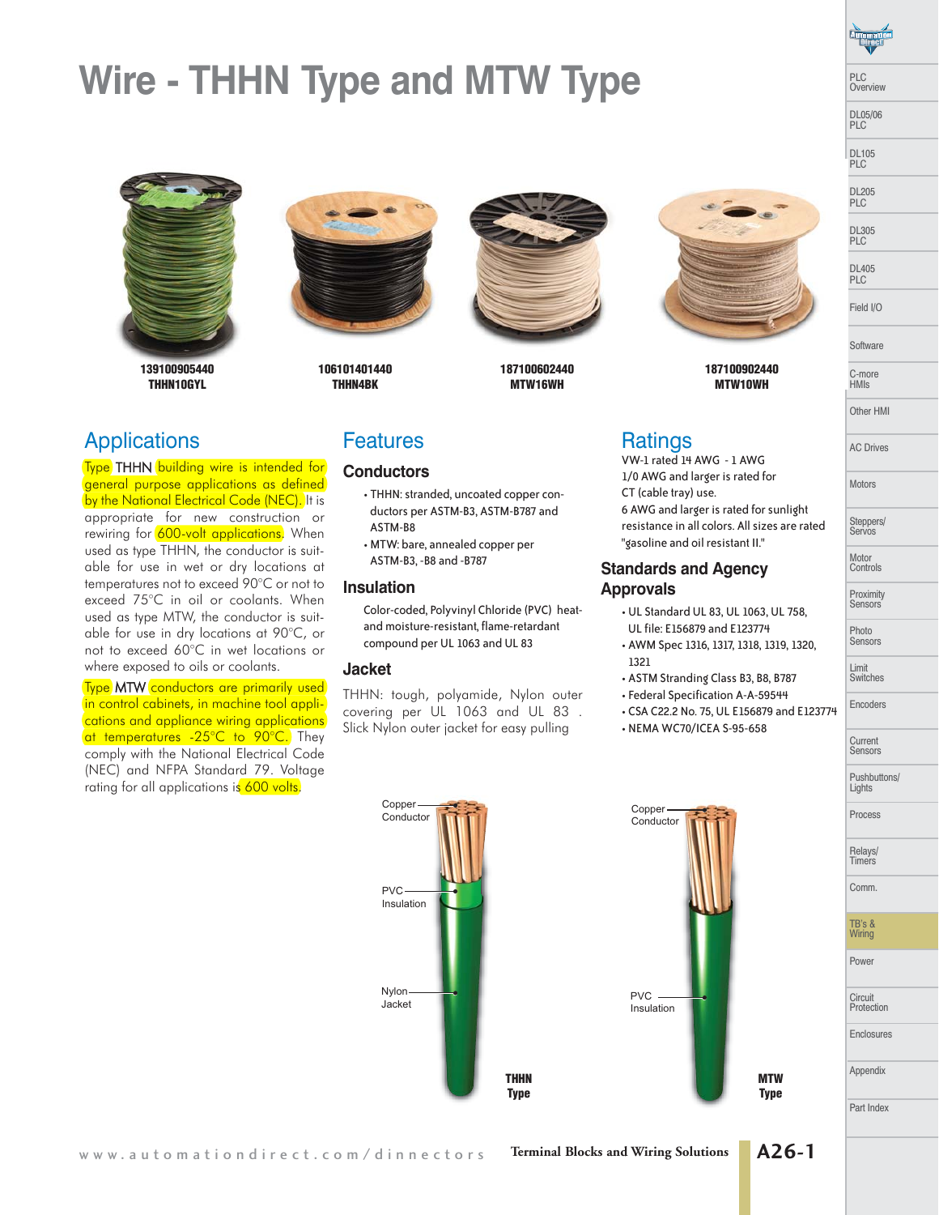# Wire - THHN Type and MTW Type

**139100905440**
**THHN10GYL**

**106101401440**
**THHN4BK**

**187100602440**
**MTW16WH**

**187100902440**
**MTW10WH**

## Applications

Type THHN building wire is intended for general purpose applications as defined by the National Electrical Code (NEC). It is appropriate for new construction or rewiring for 600-volt applications. When used as type THHN, the conductor is suitable for use in wet or dry locations at temperatures not to exceed 90°C or not to exceed 75°C in oil or coolants. When used as type MTW, the conductor is suitable for use in dry locations at 90°C, or not to exceed 60°C in wet locations or where exposed to oils or coolants.

Type MTW conductors are primarily used in control cabinets, in machine tool applications and appliance wiring applications at temperatures -25°C to 90°C. They comply with the National Electrical Code (NEC) and NFPA Standard 79. Voltage rating for all applications is 600 volts.

## Features

### Conductors

- THHN: stranded, uncoated copper conductors per ASTM-B3, ASTM-B787 and ASTM-B8
- MTW: bare, annealed copper per ASTM-B3, -B8 and -B787

### Insulation

Color-coded, Polyvinyl Chloride (PVC) heat- and moisture-resistant, flame-retardant compound per UL 1063 and UL 83

### Jacket

THHN: tough, polyamide, Nylon outer covering per UL 1063 and UL 83 . Slick Nylon outer jacket for easy pulling

## Ratings

VW-1 rated 14 AWG - 1 AWG
1/0 AWG and larger is rated for CT (cable tray) use.
6 AWG and larger is rated for sunlight resistance in all colors. All sizes are rated "gasoline and oil resistant II."

### Standards and Agency Approvals

- UL Standard UL 83, UL 1063, UL 758, UL file: E156879 and E123774
- AWM Spec 1316, 1317, 1318, 1319, 1320, 1321
- ASTM Stranding Class B3, B8, B787
- Federal Specification A-A-59544
- CSA C22.2 No. 75, UL E156879 and E123774
- NEMA WC70/ICEA S-95-658

Copper Conductor
PVC Insulation
Nylon Jacket
**THHN Type**

Copper Conductor
PVC Insulation
**MTW Type**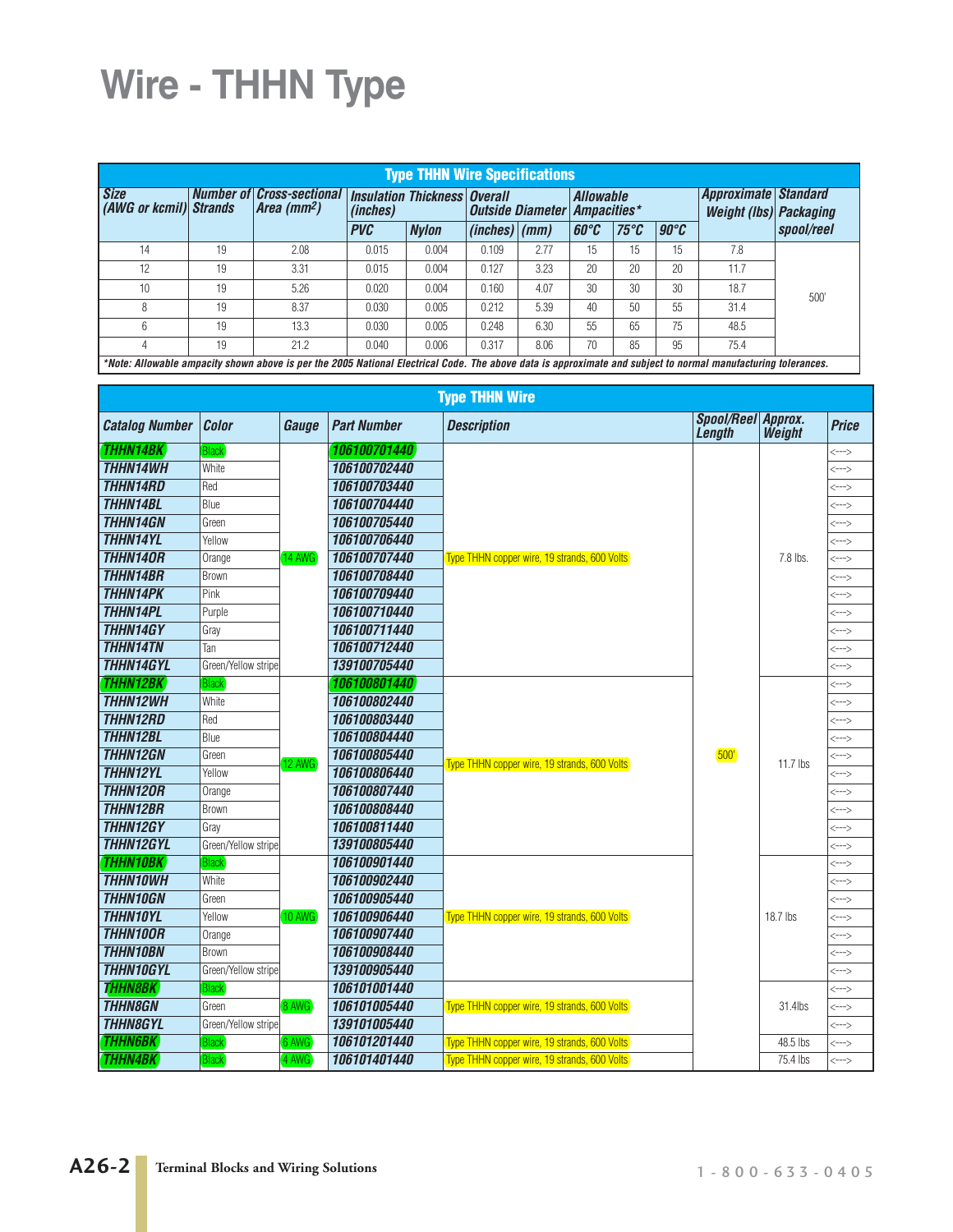# Wire - THHN Type

| Type THHN Wire Specifications | | | | | | | | | | | |
|---|---|---|---|---|---|---|---|---|---|---|---|
| Size (AWG or kcmil) | Number of Strands | Cross-sectional Area ($mm^2$) | Insulation Thickness (inches) | | Overall Outside Diameter | | Allowable Ampacities* | | | Approximate Weight (lbs) | Standard spool/reel Packaging |
| | | | PVC | Nylon | (inches) | (mm) | 60°C | 75°C | 90°C | | |
| 14 | 19 | 2.08 | 0.015 | 0.004 | 0.109 | 2.77 | 15 | 15 | 15 | 7.8 | 500' |
| 12 | 19 | 3.31 | 0.015 | 0.004 | 0.127 | 3.23 | 20 | 20 | 20 | 11.7 | |
| 10 | 19 | 5.26 | 0.020 | 0.004 | 0.160 | 4.07 | 30 | 30 | 30 | 18.7 | |
| 8 | 19 | 8.37 | 0.030 | 0.005 | 0.212 | 5.39 | 40 | 50 | 55 | 31.4 | |
| 6 | 19 | 13.3 | 0.030 | 0.005 | 0.248 | 6.30 | 55 | 65 | 75 | 48.5 | |
| 4 | 19 | 21.2 | 0.040 | 0.006 | 0.317 | 8.06 | 70 | 85 | 95 | 75.4 | |

*Note: Allowable ampacity shown above is per the 2005 National Electrical Code. The above data is approximate and subject to normal manufacturing tolerances.

| Type THHN Wire | | | | | | | |
|---|---|---|---|---|---|---|---|
| Catalog Number | Color | Gauge | Part Number | Description | Spool/Reel Length | Approx. Weight | Price |
| THHN14BK | Black | 14 AWG | 106100701440 | Type THHN copper wire, 19 strands, 600 Volts | 500' | 7.8 lbs. | <---> |
| THHN14WH | White | | 106100702440 | | | | <---> |
| THHN14RD | Red | | 106100703440 | | | | <---> |
| THHN14BL | Blue | | 106100704440 | | | | <---> |
| THHN14GN | Green | | 106100705440 | | | | <---> |
| THHN14YL | Yellow | | 106100706440 | | | | <---> |
| THHN14OR | Orange | | 106100707440 | | | | <---> |
| THHN14BR | Brown | | 106100708440 | | | | <---> |
| THHN14PK | Pink | | 106100709440 | | | | <---> |
| THHN14PL | Purple | | 106100710440 | | | | <---> |
| THHN14GY | Gray | | 106100711440 | | | | <---> |
| THHN14TN | Tan | | 106100712440 | | | | <---> |
| THHN14GYL | Green/Yellow stripe | | 139100705440 | | | | <---> |
| THHN12BK | Black | 12 AWG | 106100801440 | Type THHN copper wire, 19 strands, 600 Volts | | 11.7 lbs | <---> |
| THHN12WH | White | | 106100802440 | | | | <---> |
| THHN12RD | Red | | 106100803440 | | | | <---> |
| THHN12BL | Blue | | 106100804440 | | | | <---> |
| THHN12GN | Green | | 106100805440 | | | | <---> |
| THHN12YL | Yellow | | 106100806440 | | | | <---> |
| THHN12OR | Orange | | 106100807440 | | | | <---> |
| THHN12BR | Brown | | 106100808440 | | | | <---> |
| THHN12GY | Gray | | 106100811440 | | | | <---> |
| THHN12GYL | Green/Yellow stripe | | 139100805440 | | | | <---> |
| THHN10BK | Black | 10 AWG | 106100901440 | Type THHN copper wire, 19 strands, 600 Volts | | 18.7 lbs | <---> |
| THHN10WH | White | | 106100902440 | | | | <---> |
| THHN10GN | Green | | 106100905440 | | | | <---> |
| THHN10YL | Yellow | | 106100906440 | | | | <---> |
| THHN10OR | Orange | | 106100907440 | | | | <---> |
| THHN10BN | Brown | | 106100908440 | | | | <---> |
| THHN10GYL | Green/Yellow stripe | | 139100905440 | | | | <---> |
| THHN8BK | Black | 8 AWG | 106101001440 | Type THHN copper wire, 19 strands, 600 Volts | | 31.4lbs | <---> |
| THHN8GN | Green | | 106101005440 | | | | <---> |
| THHN8GYL | Green/Yellow stripe | | 139101005440 | | | | <---> |
| THHN6BK | Black | 6 AWG | 106101201440 | Type THHN copper wire, 19 strands, 600 Volts | | 48.5 lbs | <---> |
| THHN4BK | Black | 4 AWG | 106101401440 | Type THHN copper wire, 19 strands, 600 Volts | | 75.4 lbs | <---> |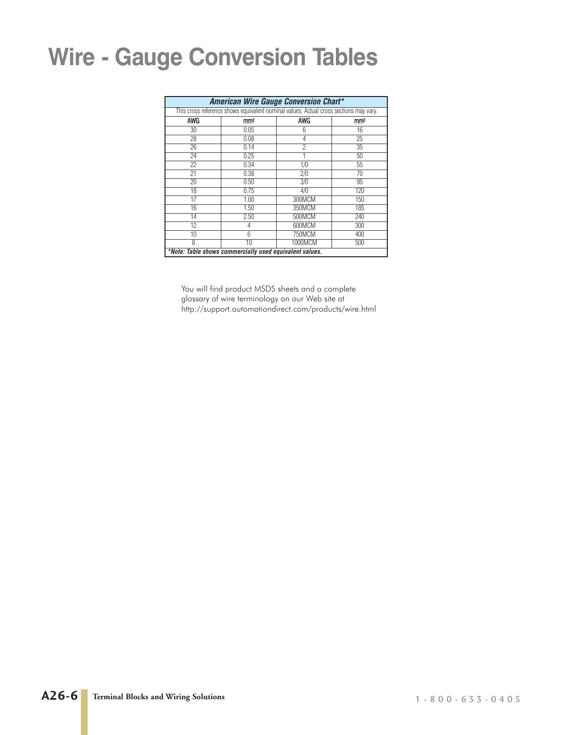# Wire - Gauge Conversion Tables

| American Wire Gauge Conversion Chart* | | | |
|---|---|---|---|
| This cross reference shows equivalent nominal values. Actual cross sections may vary. | | | |
| AWG | mm² | AWG | mm² |
| 30 | 0.05 | 6 | 16 |
| 28 | 0.08 | 4 | 25 |
| 26 | 0.14 | 2 | 35 |
| 24 | 0.25 | 1 | 50 |
| 22 | 0.34 | 1/0 | 55 |
| 21 | 0.38 | 2/0 | 70 |
| 20 | 0.50 | 3/0 | 95 |
| 18 | 0.75 | 4/0 | 120 |
| 17 | 1.00 | 300MCM | 150 |
| 16 | 1.50 | 350MCM | 185 |
| 14 | 2.50 | 500MCM | 240 |
| 12 | 4 | 600MCM | 300 |
| 10 | 6 | 750MCM | 400 |
| 8 | 10 | 1000MCM | 500 |

***Note: Table shows commercially used equivalent values.***

You will find product MSDS sheets and a complete glossary of wire terminology on our Web site at http://support.automationdirect.com/products/wire.html